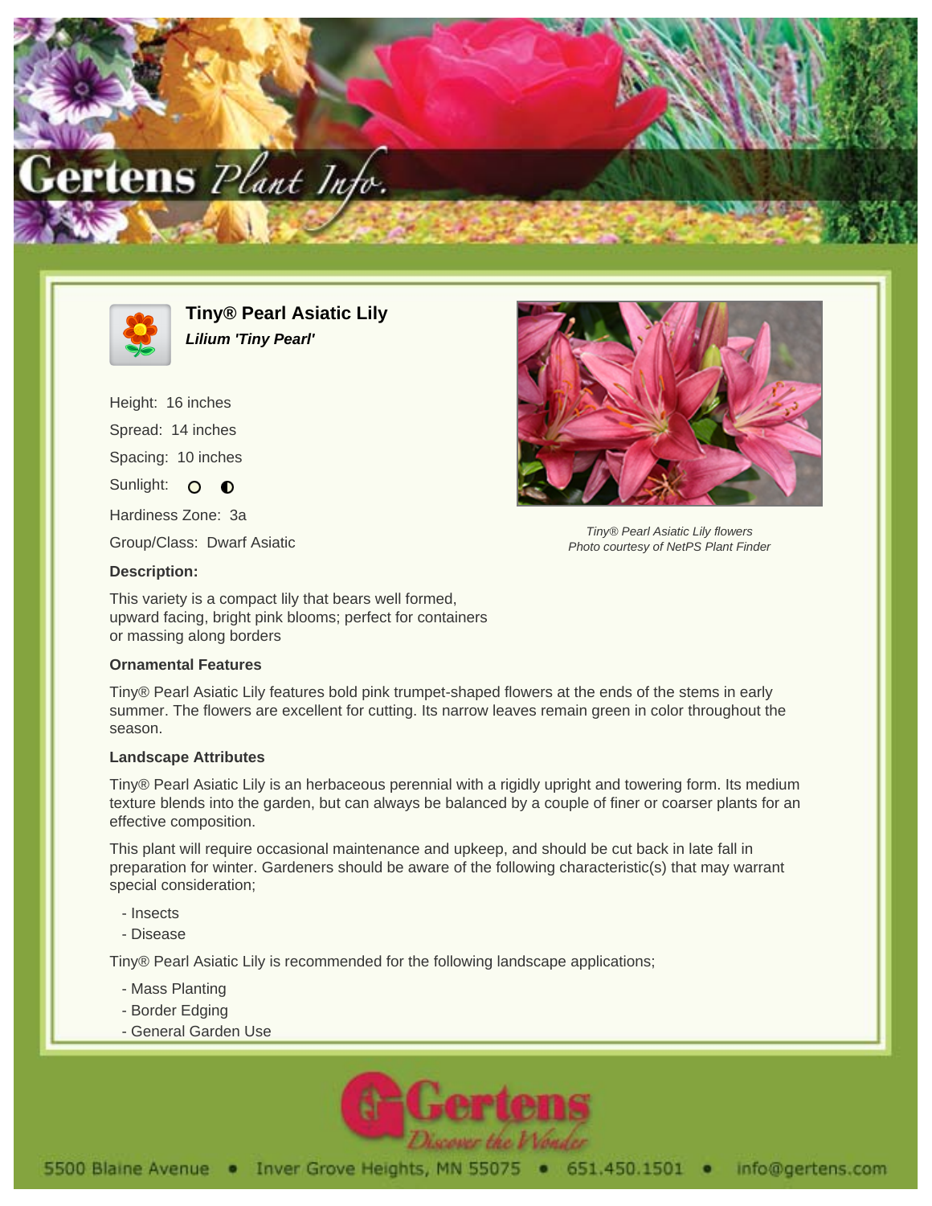# Tiny® Pearl Asiatic Lily

***Lilium 'Tiny Pearl'***

Height: 16 inches

Spread: 14 inches

Spacing: 10 inches

Sunlight: ○ ◐

Hardiness Zone: 3a

Group/Class: Dwarf Asiatic

**Description:**

This variety is a compact lily that bears well formed, upward facing, bright pink blooms; perfect for containers or massing along borders

*Tiny® Pearl Asiatic Lily flowers*
*Photo courtesy of NetPS Plant Finder*

### Ornamental Features

Tiny® Pearl Asiatic Lily features bold pink trumpet-shaped flowers at the ends of the stems in early summer. The flowers are excellent for cutting. Its narrow leaves remain green in color throughout the season.

### Landscape Attributes

Tiny® Pearl Asiatic Lily is an herbaceous perennial with a rigidly upright and towering form. Its medium texture blends into the garden, but can always be balanced by a couple of finer or coarser plants for an effective composition.

This plant will require occasional maintenance and upkeep, and should be cut back in late fall in preparation for winter. Gardeners should be aware of the following characteristic(s) that may warrant special consideration;

- Insects
- Disease

Tiny® Pearl Asiatic Lily is recommended for the following landscape applications;

- Mass Planting
- Border Edging
- General Garden Use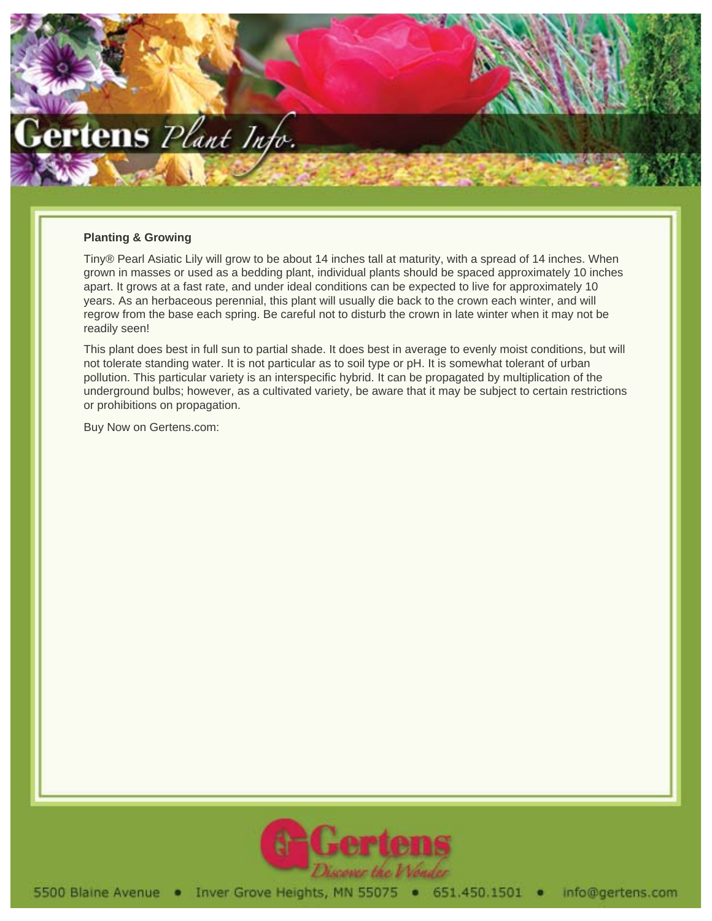**Planting & Growing**

Tiny® Pearl Asiatic Lily will grow to be about 14 inches tall at maturity, with a spread of 14 inches. When grown in masses or used as a bedding plant, individual plants should be spaced approximately 10 inches apart. It grows at a fast rate, and under ideal conditions can be expected to live for approximately 10 years. As an herbaceous perennial, this plant will usually die back to the crown each winter, and will regrow from the base each spring. Be careful not to disturb the crown in late winter when it may not be readily seen!

This plant does best in full sun to partial shade. It does best in average to evenly moist conditions, but will not tolerate standing water. It is not particular as to soil type or pH. It is somewhat tolerant of urban pollution. This particular variety is an interspecific hybrid. It can be propagated by multiplication of the underground bulbs; however, as a cultivated variety, be aware that it may be subject to certain restrictions or prohibitions on propagation.

Buy Now on Gertens.com: